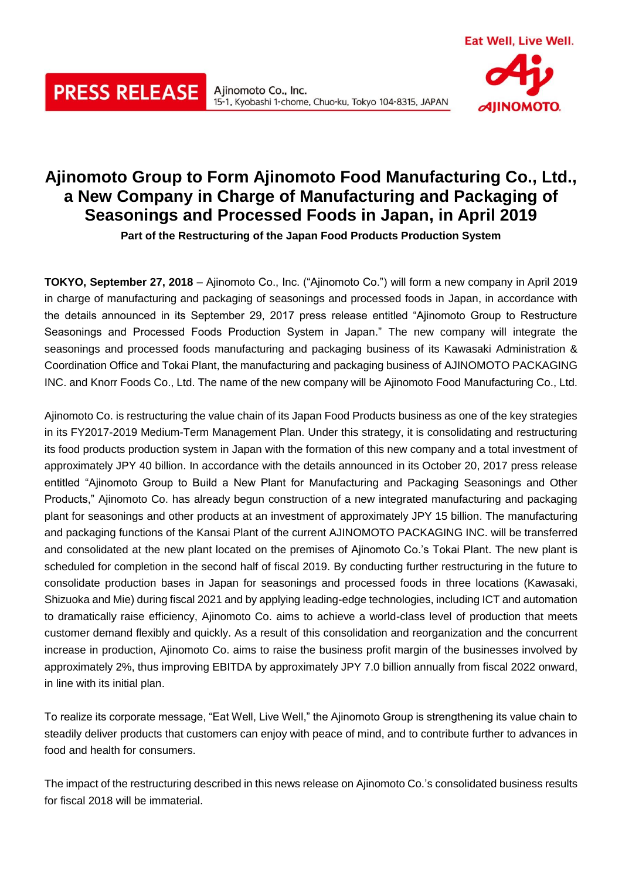PRESS RELEASE

Ajinomoto Co., Inc.
15-1, Kyobashi 1-chome, Chuo-ku, Tokyo 104-8315, JAPAN

Eat Well, Live Well.

AJINOMOTO

# Ajinomoto Group to Form Ajinomoto Food Manufacturing Co., Ltd., a New Company in Charge of Manufacturing and Packaging of Seasonings and Processed Foods in Japan, in April 2019

**Part of the Restructuring of the Japan Food Products Production System**

**TOKYO, September 27, 2018** – Ajinomoto Co., Inc. ("Ajinomoto Co.") will form a new company in April 2019 in charge of manufacturing and packaging of seasonings and processed foods in Japan, in accordance with the details announced in its September 29, 2017 press release entitled "Ajinomoto Group to Restructure Seasonings and Processed Foods Production System in Japan." The new company will integrate the seasonings and processed foods manufacturing and packaging business of its Kawasaki Administration & Coordination Office and Tokai Plant, the manufacturing and packaging business of AJINOMOTO PACKAGING INC. and Knorr Foods Co., Ltd. The name of the new company will be Ajinomoto Food Manufacturing Co., Ltd.

Ajinomoto Co. is restructuring the value chain of its Japan Food Products business as one of the key strategies in its FY2017-2019 Medium-Term Management Plan. Under this strategy, it is consolidating and restructuring its food products production system in Japan with the formation of this new company and a total investment of approximately JPY 40 billion. In accordance with the details announced in its October 20, 2017 press release entitled "Ajinomoto Group to Build a New Plant for Manufacturing and Packaging Seasonings and Other Products," Ajinomoto Co. has already begun construction of a new integrated manufacturing and packaging plant for seasonings and other products at an investment of approximately JPY 15 billion. The manufacturing and packaging functions of the Kansai Plant of the current AJINOMOTO PACKAGING INC. will be transferred and consolidated at the new plant located on the premises of Ajinomoto Co.'s Tokai Plant. The new plant is scheduled for completion in the second half of fiscal 2019. By conducting further restructuring in the future to consolidate production bases in Japan for seasonings and processed foods in three locations (Kawasaki, Shizuoka and Mie) during fiscal 2021 and by applying leading-edge technologies, including ICT and automation to dramatically raise efficiency, Ajinomoto Co. aims to achieve a world-class level of production that meets customer demand flexibly and quickly. As a result of this consolidation and reorganization and the concurrent increase in production, Ajinomoto Co. aims to raise the business profit margin of the businesses involved by approximately 2%, thus improving EBITDA by approximately JPY 7.0 billion annually from fiscal 2022 onward, in line with its initial plan.

To realize its corporate message, "Eat Well, Live Well," the Ajinomoto Group is strengthening its value chain to steadily deliver products that customers can enjoy with peace of mind, and to contribute further to advances in food and health for consumers.

The impact of the restructuring described in this news release on Ajinomoto Co.'s consolidated business results for fiscal 2018 will be immaterial.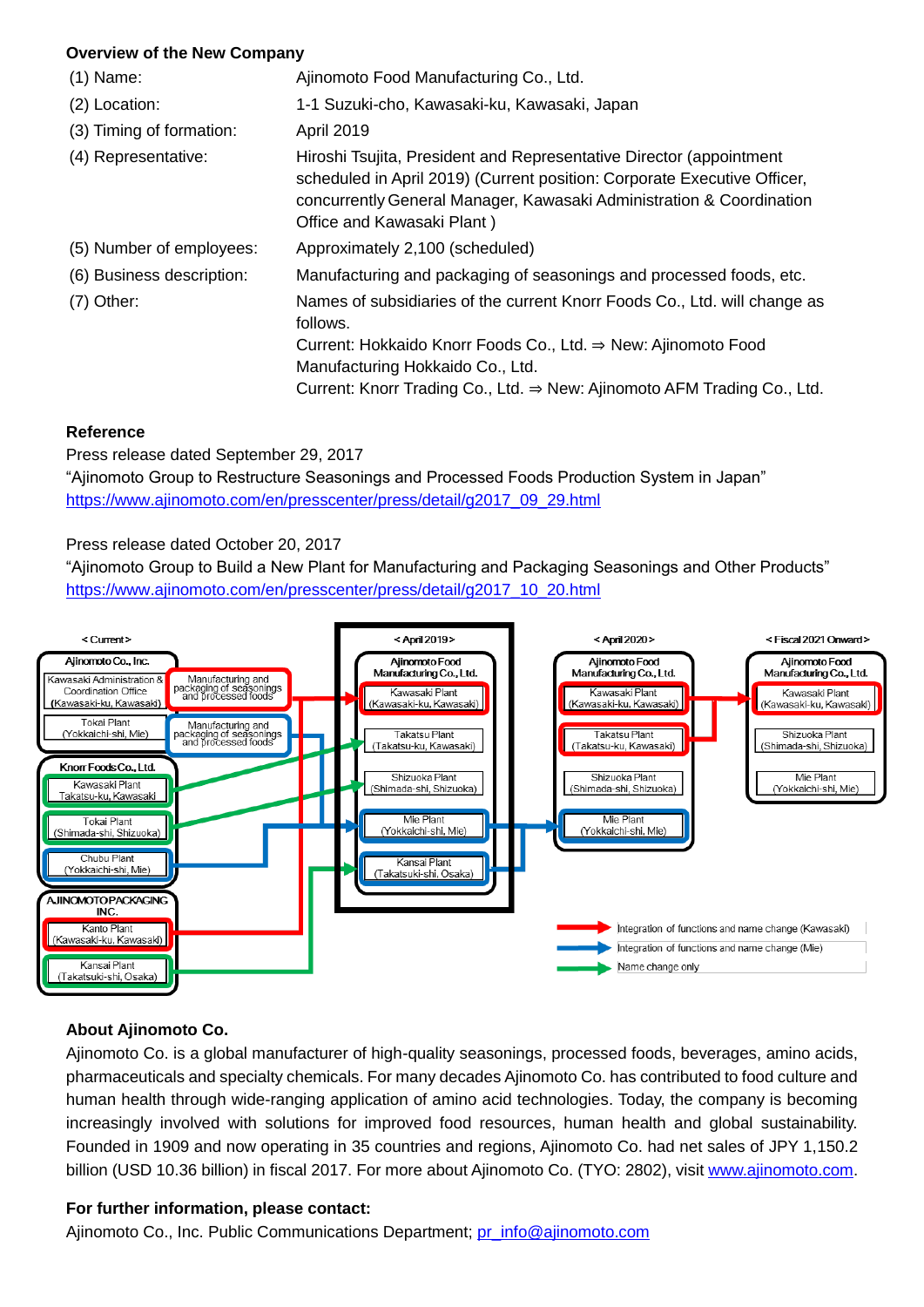**Overview of the New Company**

| | |
|---|---|
| (1) Name: | Ajinomoto Food Manufacturing Co., Ltd. |
| (2) Location: | 1-1 Suzuki-cho, Kawasaki-ku, Kawasaki, Japan |
| (3) Timing of formation: | April 2019 |
| (4) Representative: | Hiroshi Tsujita, President and Representative Director (appointment scheduled in April 2019) (Current position: Corporate Executive Officer, concurrently General Manager, Kawasaki Administration & Coordination Office and Kawasaki Plant ) |
| (5) Number of employees: | Approximately 2,100 (scheduled) |
| (6) Business description: | Manufacturing and packaging of seasonings and processed foods, etc. |
| (7) Other: | Names of subsidiaries of the current Knorr Foods Co., Ltd. will change as follows. Current: Hokkaido Knorr Foods Co., Ltd. ⇒ New: Ajinomoto Food Manufacturing Hokkaido Co., Ltd. Current: Knorr Trading Co., Ltd. ⇒ New: Ajinomoto AFM Trading Co., Ltd. |

**Reference**

Press release dated September 29, 2017
"Ajinomoto Group to Restructure Seasonings and Processed Foods Production System in Japan"
https://www.ajinomoto.com/en/presscenter/press/detail/g2017_09_29.html

Press release dated October 20, 2017
"Ajinomoto Group to Build a New Plant for Manufacturing and Packaging Seasonings and Other Products"
https://www.ajinomoto.com/en/presscenter/press/detail/g2017_10_20.html

< Current >

Ajinomoto Co., Inc.
Kawasaki Administration & Coordination Office (Kawasaki-ku, Kawasaki)
Tokai Plant (Yokkaichi-shi, Mie)
Manufacturing and packaging of seasonings and processed foods
Manufacturing and packaging of seasonings and processed foods

Knorr Foods Co., Ltd.
Kawasaki Plant Takatsu-ku, Kawasaki
Tokai Plant (Shimada-shi, Shizuoka)
Chubu Plant (Yokkaichi-shi, Mie)

AJINOMOTO PACKAGING INC.
Kanto Plant (Kawasaki-ku, Kawasaki)
Kansai Plant (Takatsuki-shi, Osaka)

< April 2019 >

Ajinomoto Food Manufacturing Co., Ltd.
Kawasaki Plant (Kawasaki-ku, Kawasaki)
Takatsu Plant (Takatsu-ku, Kawasaki)
Shizuoka Plant (Shimada-shi, Shizuoka)
Mie Plant (Yokkaichi-shi, Mie)
Kansai Plant (Takatsuki-shi, Osaka)

< April 2020 >

Ajinomoto Food Manufacturing Co., Ltd.
Kawasaki Plant (Kawasaki-ku, Kawasaki)
Takatsu Plant (Takatsu-ku, Kawasaki)
Shizuoka Plant (Shimada-shi, Shizuoka)
Mie Plant (Yokkaichi-shi, Mie)

< Fiscal 2021 Onward >

Ajinomoto Food Manufacturing Co., Ltd.
Kawasaki Plant (Kawasaki-ku, Kawasaki)
Shizuoka Plant (Shimada-shi, Shizuoka)
Mie Plant (Yokkaichi-shi, Mie)

Integration of functions and name change (Kawasaki)
Integration of functions and name change (Mie)
Name change only

**About Ajinomoto Co.**

Ajinomoto Co. is a global manufacturer of high-quality seasonings, processed foods, beverages, amino acids, pharmaceuticals and specialty chemicals. For many decades Ajinomoto Co. has contributed to food culture and human health through wide-ranging application of amino acid technologies. Today, the company is becoming increasingly involved with solutions for improved food resources, human health and global sustainability. Founded in 1909 and now operating in 35 countries and regions, Ajinomoto Co. had net sales of JPY 1,150.2 billion (USD 10.36 billion) in fiscal 2017. For more about Ajinomoto Co. (TYO: 2802), visit www.ajinomoto.com.

**For further information, please contact:**

Ajinomoto Co., Inc. Public Communications Department; pr_info@ajinomoto.com